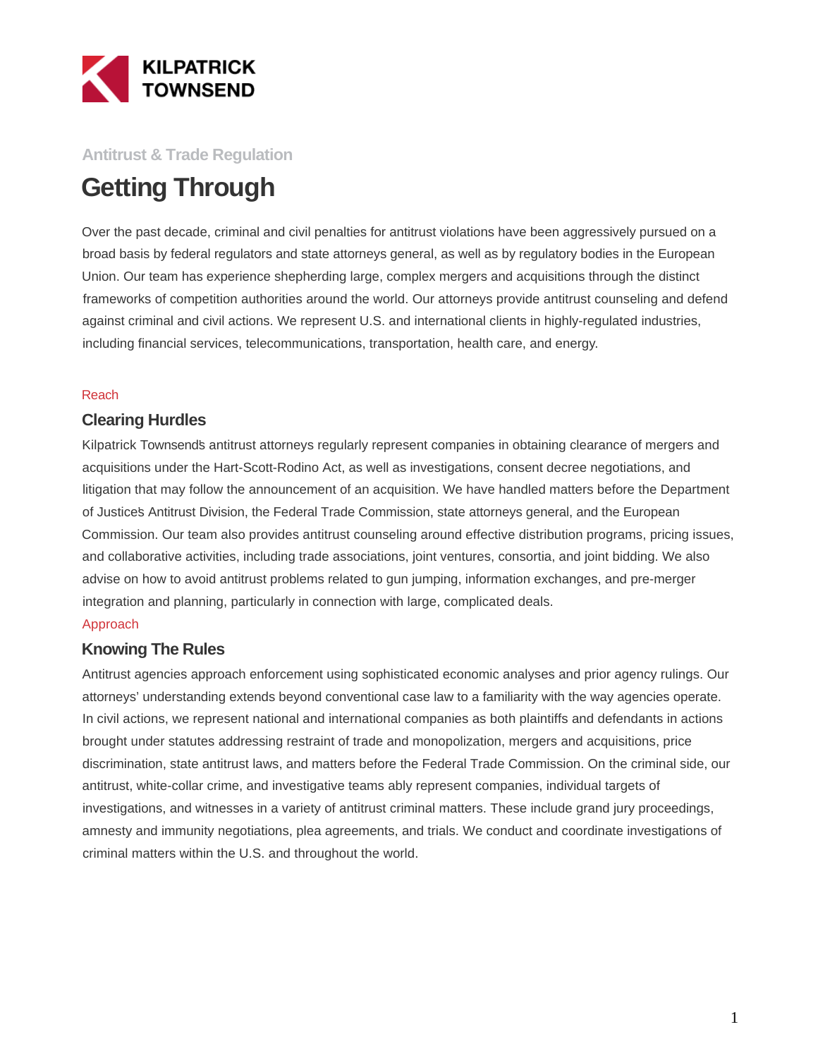KILPATRICK TOWNSEND

Antitrust & Trade Regulation

# Getting Through

Over the past decade, criminal and civil penalties for antitrust violations have been aggressively pursued on a broad basis by federal regulators and state attorneys general, as well as by regulatory bodies in the European Union. Our team has experience shepherding large, complex mergers and acquisitions through the distinct frameworks of competition authorities around the world. Our attorneys provide antitrust counseling and defend against criminal and civil actions. We represent U.S. and international clients in highly-regulated industries, including financial services, telecommunications, transportation, health care, and energy.

Reach

## Clearing Hurdles

Kilpatrick Townsend's antitrust attorneys regularly represent companies in obtaining clearance of mergers and acquisitions under the Hart-Scott-Rodino Act, as well as investigations, consent decree negotiations, and litigation that may follow the announcement of an acquisition. We have handled matters before the Department of Justice's Antitrust Division, the Federal Trade Commission, state attorneys general, and the European Commission. Our team also provides antitrust counseling around effective distribution programs, pricing issues, and collaborative activities, including trade associations, joint ventures, consortia, and joint bidding. We also advise on how to avoid antitrust problems related to gun jumping, information exchanges, and pre-merger integration and planning, particularly in connection with large, complicated deals.

Approach

## Knowing The Rules

Antitrust agencies approach enforcement using sophisticated economic analyses and prior agency rulings. Our attorneys' understanding extends beyond conventional case law to a familiarity with the way agencies operate. In civil actions, we represent national and international companies as both plaintiffs and defendants in actions brought under statutes addressing restraint of trade and monopolization, mergers and acquisitions, price discrimination, state antitrust laws, and matters before the Federal Trade Commission. On the criminal side, our antitrust, white-collar crime, and investigative teams ably represent companies, individual targets of investigations, and witnesses in a variety of antitrust criminal matters. These include grand jury proceedings, amnesty and immunity negotiations, plea agreements, and trials. We conduct and coordinate investigations of criminal matters within the U.S. and throughout the world.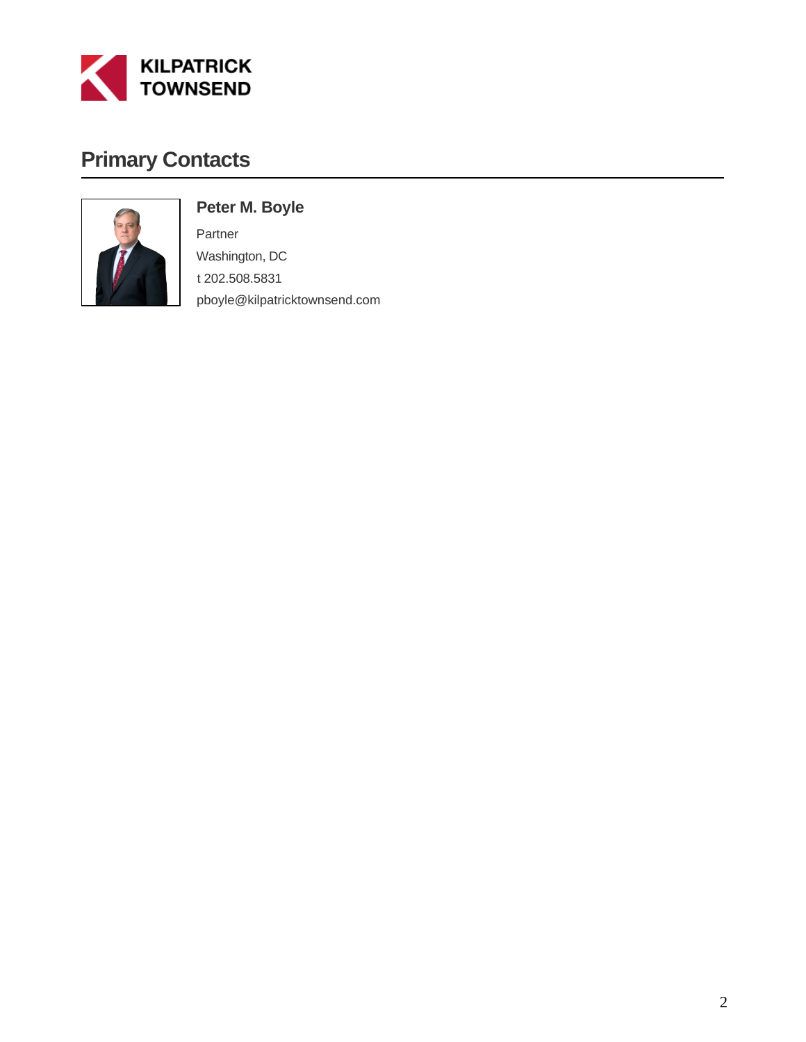## Primary Contacts

**Peter M. Boyle**

Partner

Washington, DC

t 202.508.5831

pboyle@kilpatricktownsend.com